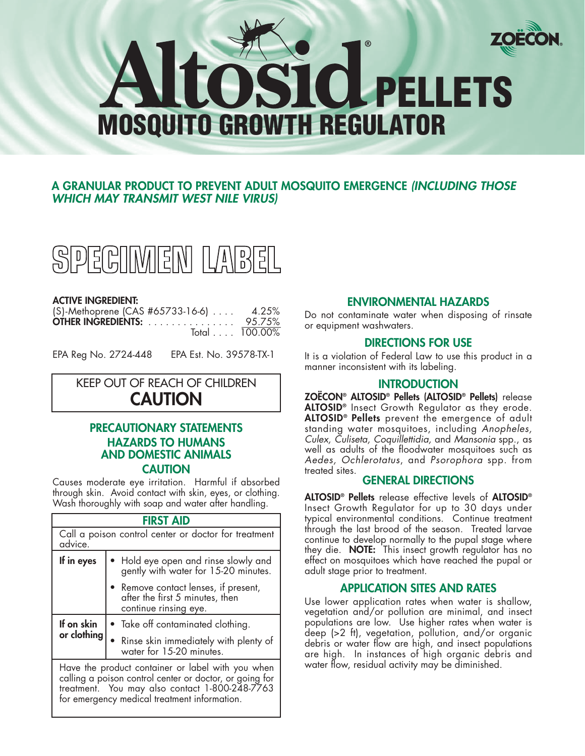# Altosid® PELLETS

ZOËCON®

## MOSQUITO GROWTH REGULATOR

**A GRANULAR PRODUCT TO PREVENT ADULT MOSQUITO EMERGENCE *(INCLUDING THOSE WHICH MAY TRANSMIT WEST NILE VIRUS)***

# SPECIMEN LABEL

**ACTIVE INGREDIENT:**

| | |
|---|---|
| (S)-Methoprene (CAS #65733-16-6) | 4.25% |
| **OTHER INGREDIENTS:** | 95.75% |
| Total | 100.00% |

EPA Reg No. 2724-448 EPA Est. No. 39578-TX-1

KEEP OUT OF REACH OF CHILDREN
**CAUTION**

## PRECAUTIONARY STATEMENTS

### HAZARDS TO HUMANS AND DOMESTIC ANIMALS

### CAUTION

Causes moderate eye irritation. Harmful if absorbed through skin. Avoid contact with skin, eyes, or clothing. Wash thoroughly with soap and water after handling.

| FIRST AID | |
|---|---|
| Call a poison control center or doctor for treatment advice. | |
| **If in eyes** | • Hold eye open and rinse slowly and gently with water for 15-20 minutes.<br>• Remove contact lenses, if present, after the first 5 minutes, then continue rinsing eye. |
| **If on skin or clothing** | • Take off contaminated clothing.<br>• Rinse skin immediately with plenty of water for 15-20 minutes. |
| Have the product container or label with you when calling a poison control center or doctor, or going for treatment. You may also contact 1-800-248-7763 for emergency medical treatment information. | |

## ENVIRONMENTAL HAZARDS

Do not contaminate water when disposing of rinsate or equipment washwaters.

## DIRECTIONS FOR USE

It is a violation of Federal Law to use this product in a manner inconsistent with its labeling.

## INTRODUCTION

**ZOËCON® ALTOSID® Pellets (ALTOSID® Pellets)** release **ALTOSID®** Insect Growth Regulator as they erode. **ALTOSID® Pellets** prevent the emergence of adult standing water mosquitoes, including *Anopheles, Culex, Culiseta, Coquillettidia,* and *Mansonia* spp., as well as adults of the floodwater mosquitoes such as *Aedes, Ochlerotatus*, and *Psorophora* spp. from treated sites.

## GENERAL DIRECTIONS

**ALTOSID® Pellets** release effective levels of **ALTOSID®** Insect Growth Regulator for up to 30 days under typical environmental conditions. Continue treatment through the last brood of the season. Treated larvae continue to develop normally to the pupal stage where they die. **NOTE:** This insect growth regulator has no effect on mosquitoes which have reached the pupal or adult stage prior to treatment.

## APPLICATION SITES AND RATES

Use lower application rates when water is shallow, vegetation and/or pollution are minimal, and insect populations are low. Use higher rates when water is deep (>2 ft), vegetation, pollution, and/or organic debris or water flow are high, and insect populations are high. In instances of high organic debris and water flow, residual activity may be diminished.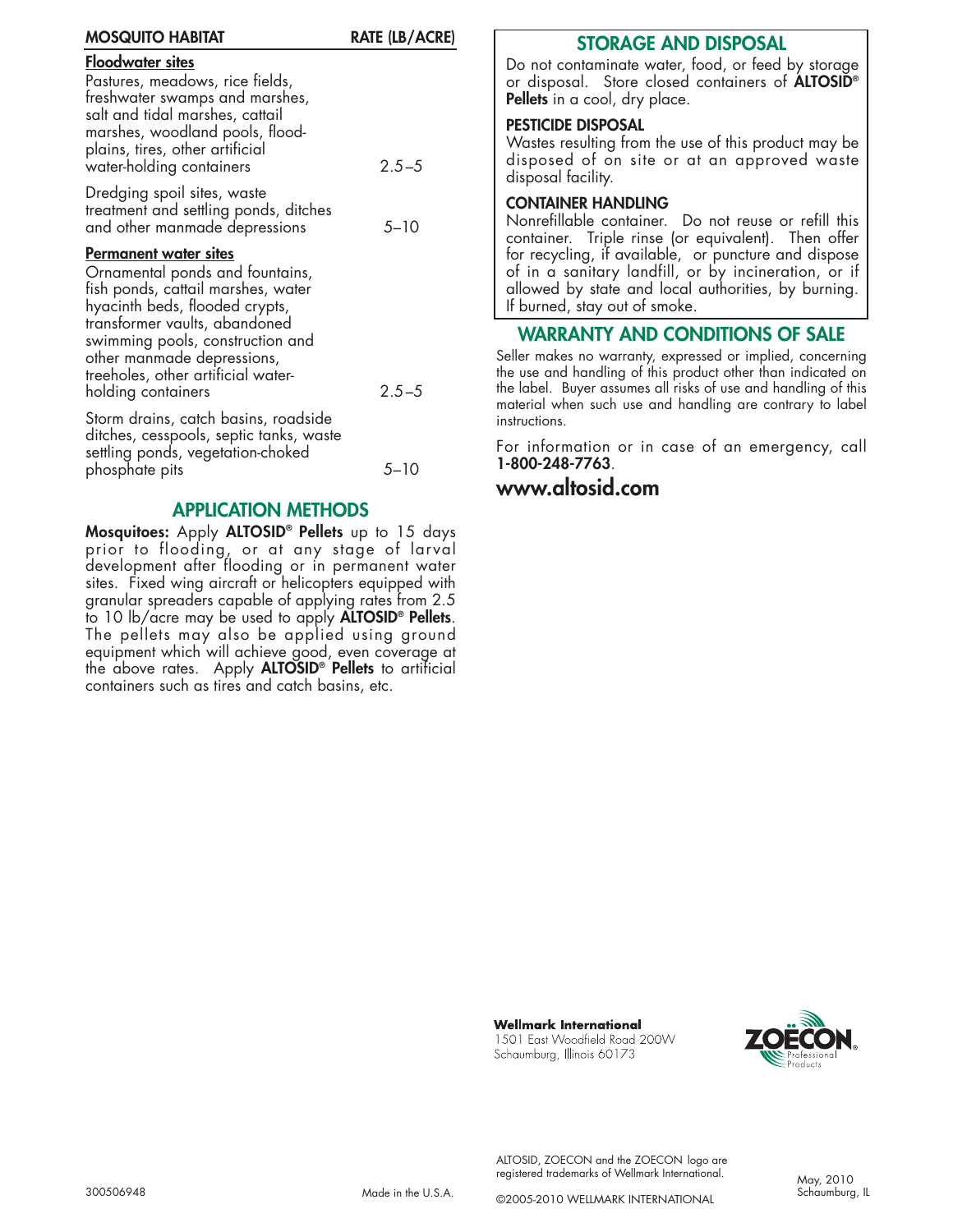| MOSQUITO HABITAT | RATE (LB/ACRE) |
|---|---|
| **Floodwater sites** | |
| Pastures, meadows, rice fields, freshwater swamps and marshes, salt and tidal marshes, cattail marshes, woodland pools, flood-plains, tires, other artificial water-holding containers | 2.5–5 |
| Dredging spoil sites, waste treatment and settling ponds, ditches and other manmade depressions | 5–10 |
| **Permanent water sites** | |
| Ornamental ponds and fountains, fish ponds, cattail marshes, water hyacinth beds, flooded crypts, transformer vaults, abandoned swimming pools, construction and other manmade depressions, treeholes, other artificial water-holding containers | 2.5–5 |
| Storm drains, catch basins, roadside ditches, cesspools, septic tanks, waste settling ponds, vegetation-choked phosphate pits | 5–10 |

## APPLICATION METHODS

**Mosquitoes:** Apply **ALTOSID® Pellets** up to 15 days prior to flooding, or at any stage of larval development after flooding or in permanent water sites. Fixed wing aircraft or helicopters equipped with granular spreaders capable of applying rates from 2.5 to 10 lb/acre may be used to apply **ALTOSID® Pellets**. The pellets may also be applied using ground equipment which will achieve good, even coverage at the above rates. Apply **ALTOSID® Pellets** to artificial containers such as tires and catch basins, etc.

## STORAGE AND DISPOSAL

Do not contaminate water, food, or feed by storage or disposal. Store closed containers of **ALTOSID® Pellets** in a cool, dry place.

**PESTICIDE DISPOSAL**

Wastes resulting from the use of this product may be disposed of on site or at an approved waste disposal facility.

**CONTAINER HANDLING**

Nonrefillable container. Do not reuse or refill this container. Triple rinse (or equivalent). Then offer for recycling, if available, or puncture and dispose of in a sanitary landfill, or by incineration, or if allowed by state and local authorities, by burning. If burned, stay out of smoke.

## WARRANTY AND CONDITIONS OF SALE

Seller makes no warranty, expressed or implied, concerning the use and handling of this product other than indicated on the label. Buyer assumes all risks of use and handling of this material when such use and handling are contrary to label instructions.

For information or in case of an emergency, call **1-800-248-7763**.

**www.altosid.com**

**Wellmark International**
1501 East Woodfield Road 200W
Schaumburg, Illinois 60173

ZOËCON Professional Products

ALTOSID, ZOECON and the ZOECON logo are registered trademarks of Wellmark International.

©2005-2010 WELLMARK INTERNATIONAL

300506948

Made in the U.S.A.

May, 2010
Schaumburg, IL